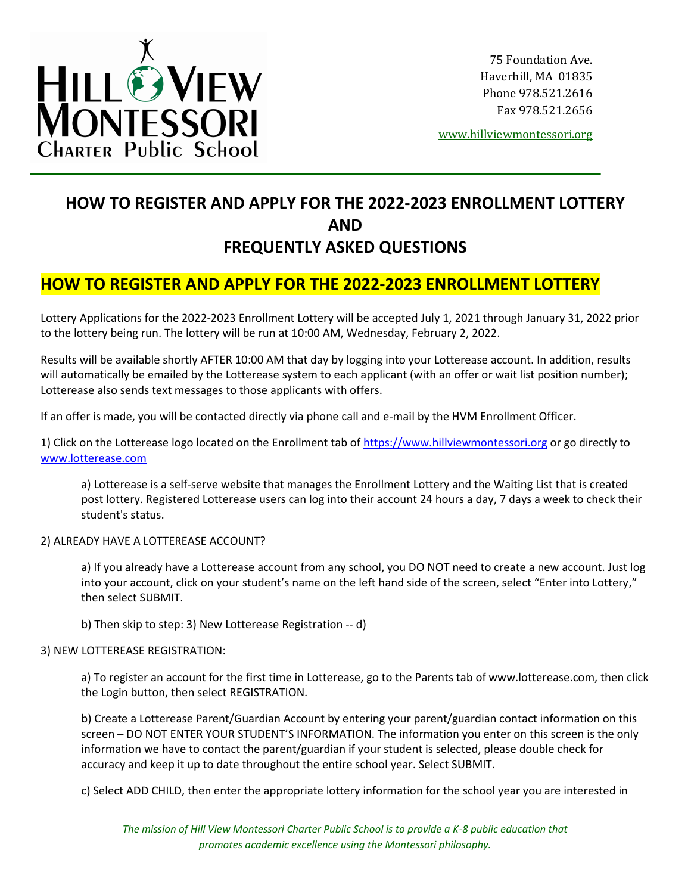HILL VIEW MONTESSORI Charter Public School

75 Foundation Ave.
Haverhill, MA 01835
Phone 978.521.2616
Fax 978.521.2656

www.hillviewmontessori.org

# HOW TO REGISTER AND APPLY FOR THE 2022-2023 ENROLLMENT LOTTERY AND FREQUENTLY ASKED QUESTIONS

## HOW TO REGISTER AND APPLY FOR THE 2022-2023 ENROLLMENT LOTTERY

Lottery Applications for the 2022-2023 Enrollment Lottery will be accepted July 1, 2021 through January 31, 2022 prior to the lottery being run. The lottery will be run at 10:00 AM, Wednesday, February 2, 2022.

Results will be available shortly AFTER 10:00 AM that day by logging into your Lotterease account. In addition, results will automatically be emailed by the Lotterease system to each applicant (with an offer or wait list position number); Lotterease also sends text messages to those applicants with offers.

If an offer is made, you will be contacted directly via phone call and e-mail by the HVM Enrollment Officer.

1) Click on the Lotterease logo located on the Enrollment tab of https://www.hillviewmontessori.org or go directly to www.lotterease.com

   a) Lotterease is a self-serve website that manages the Enrollment Lottery and the Waiting List that is created post lottery. Registered Lotterease users can log into their account 24 hours a day, 7 days a week to check their student's status.

2) ALREADY HAVE A LOTTEREASE ACCOUNT?

   a) If you already have a Lotterease account from any school, you DO NOT need to create a new account. Just log into your account, click on your student's name on the left hand side of the screen, select "Enter into Lottery," then select SUBMIT.

   b) Then skip to step: 3) New Lotterease Registration -- d)

3) NEW LOTTEREASE REGISTRATION:

   a) To register an account for the first time in Lotterease, go to the Parents tab of www.lotterease.com, then click the Login button, then select REGISTRATION.

   b) Create a Lotterease Parent/Guardian Account by entering your parent/guardian contact information on this screen – DO NOT ENTER YOUR STUDENT'S INFORMATION. The information you enter on this screen is the only information we have to contact the parent/guardian if your student is selected, please double check for accuracy and keep it up to date throughout the entire school year. Select SUBMIT.

   c) Select ADD CHILD, then enter the appropriate lottery information for the school year you are interested in

*The mission of Hill View Montessori Charter Public School is to provide a K-8 public education that promotes academic excellence using the Montessori philosophy.*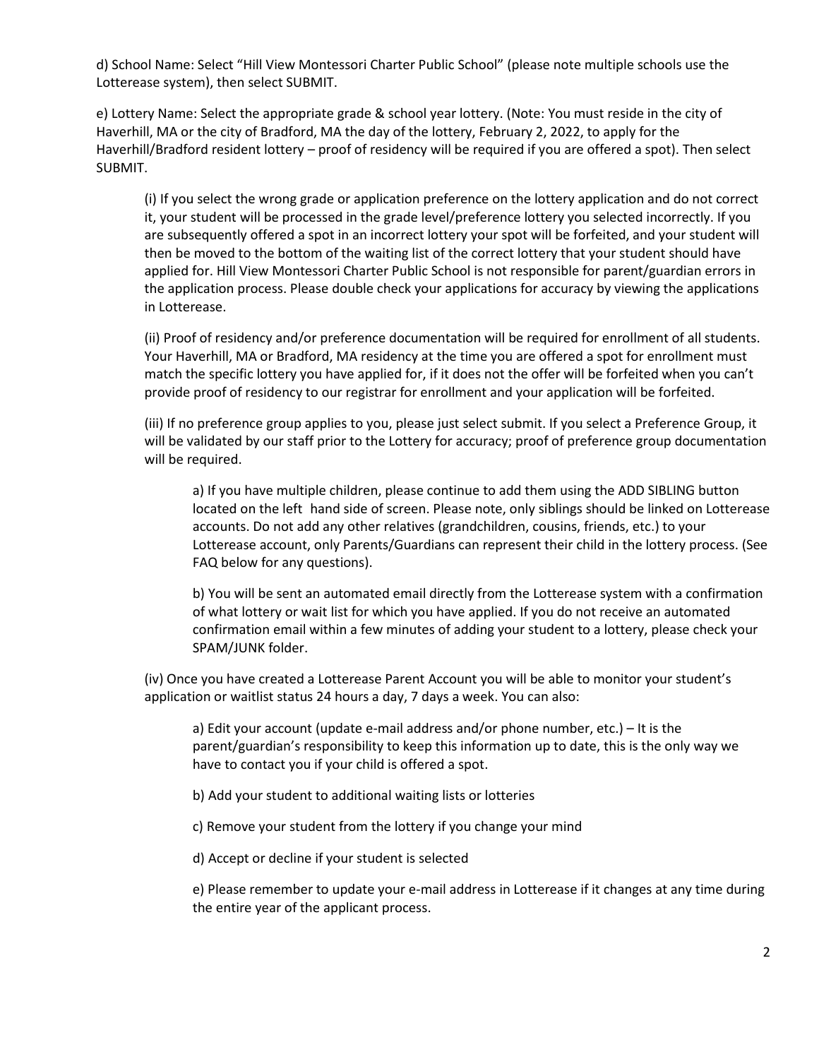d) School Name: Select "Hill View Montessori Charter Public School" (please note multiple schools use the Lotterease system), then select SUBMIT.

e) Lottery Name: Select the appropriate grade & school year lottery. (Note: You must reside in the city of Haverhill, MA or the city of Bradford, MA the day of the lottery, February 2, 2022, to apply for the Haverhill/Bradford resident lottery – proof of residency will be required if you are offered a spot). Then select SUBMIT.

> (i) If you select the wrong grade or application preference on the lottery application and do not correct it, your student will be processed in the grade level/preference lottery you selected incorrectly. If you are subsequently offered a spot in an incorrect lottery your spot will be forfeited, and your student will then be moved to the bottom of the waiting list of the correct lottery that your student should have applied for. Hill View Montessori Charter Public School is not responsible for parent/guardian errors in the application process. Please double check your applications for accuracy by viewing the applications in Lotterease.
>
> (ii) Proof of residency and/or preference documentation will be required for enrollment of all students. Your Haverhill, MA or Bradford, MA residency at the time you are offered a spot for enrollment must match the specific lottery you have applied for, if it does not the offer will be forfeited when you can't provide proof of residency to our registrar for enrollment and your application will be forfeited.
>
> (iii) If no preference group applies to you, please just select submit. If you select a Preference Group, it will be validated by our staff prior to the Lottery for accuracy; proof of preference group documentation will be required.
>
> > a) If you have multiple children, please continue to add them using the ADD SIBLING button located on the left hand side of screen. Please note, only siblings should be linked on Lotterease accounts. Do not add any other relatives (grandchildren, cousins, friends, etc.) to your Lotterease account, only Parents/Guardians can represent their child in the lottery process. (See FAQ below for any questions).
> >
> > b) You will be sent an automated email directly from the Lotterease system with a confirmation of what lottery or wait list for which you have applied. If you do not receive an automated confirmation email within a few minutes of adding your student to a lottery, please check your SPAM/JUNK folder.
>
> (iv) Once you have created a Lotterease Parent Account you will be able to monitor your student's application or waitlist status 24 hours a day, 7 days a week. You can also:
>
> > a) Edit your account (update e-mail address and/or phone number, etc.) – It is the parent/guardian's responsibility to keep this information up to date, this is the only way we have to contact you if your child is offered a spot.
> >
> > b) Add your student to additional waiting lists or lotteries
> >
> > c) Remove your student from the lottery if you change your mind
> >
> > d) Accept or decline if your student is selected
> >
> > e) Please remember to update your e-mail address in Lotterease if it changes at any time during the entire year of the applicant process.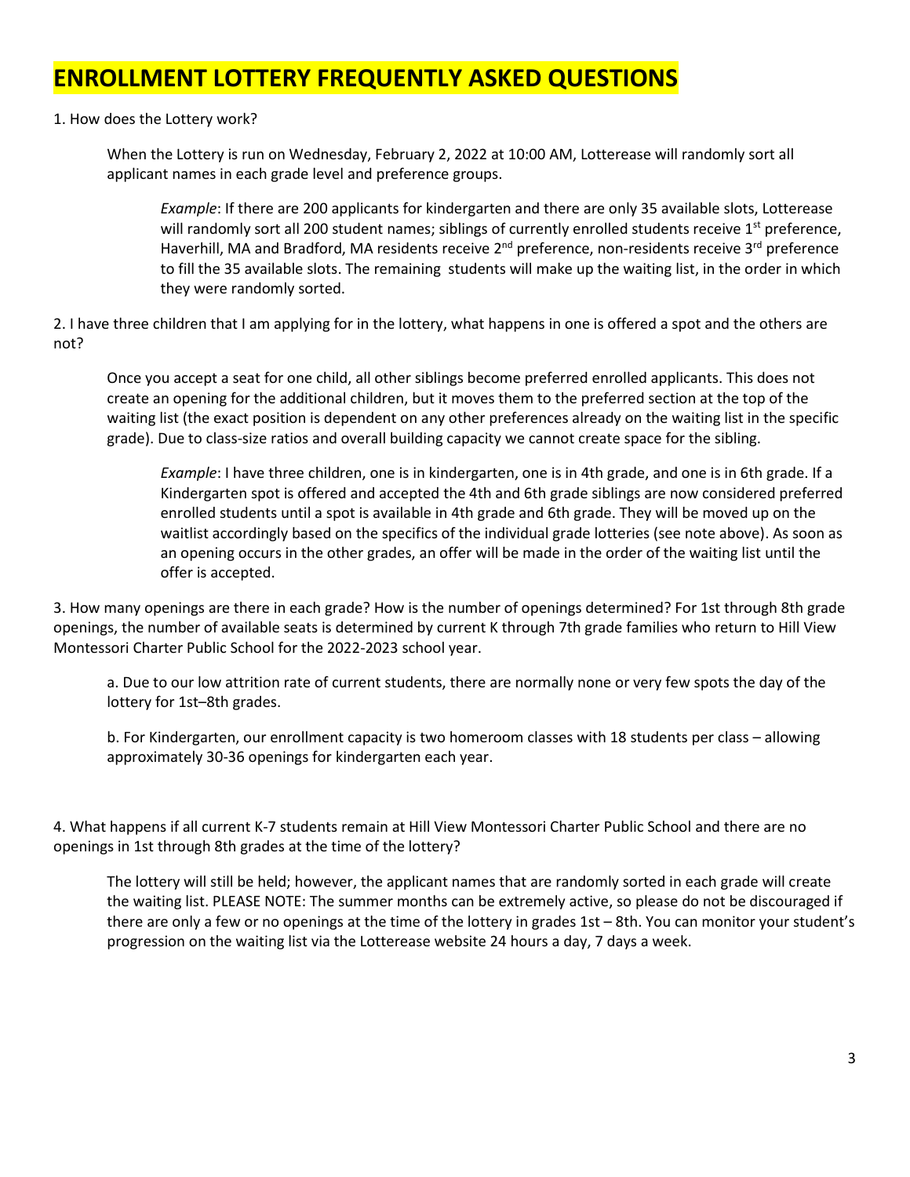# ENROLLMENT LOTTERY FREQUENTLY ASKED QUESTIONS

1. How does the Lottery work?

    When the Lottery is run on Wednesday, February 2, 2022 at 10:00 AM, Lotterease will randomly sort all applicant names in each grade level and preference groups.

    > *Example*: If there are 200 applicants for kindergarten and there are only 35 available slots, Lotterease will randomly sort all 200 student names; siblings of currently enrolled students receive 1st preference, Haverhill, MA and Bradford, MA residents receive 2nd preference, non-residents receive 3rd preference to fill the 35 available slots. The remaining students will make up the waiting list, in the order in which they were randomly sorted.

2. I have three children that I am applying for in the lottery, what happens in one is offered a spot and the others are not?

    Once you accept a seat for one child, all other siblings become preferred enrolled applicants. This does not create an opening for the additional children, but it moves them to the preferred section at the top of the waiting list (the exact position is dependent on any other preferences already on the waiting list in the specific grade). Due to class-size ratios and overall building capacity we cannot create space for the sibling.

    > *Example*: I have three children, one is in kindergarten, one is in 4th grade, and one is in 6th grade. If a Kindergarten spot is offered and accepted the 4th and 6th grade siblings are now considered preferred enrolled students until a spot is available in 4th grade and 6th grade. They will be moved up on the waitlist accordingly based on the specifics of the individual grade lotteries (see note above). As soon as an opening occurs in the other grades, an offer will be made in the order of the waiting list until the offer is accepted.

3. How many openings are there in each grade? How is the number of openings determined? For 1st through 8th grade openings, the number of available seats is determined by current K through 7th grade families who return to Hill View Montessori Charter Public School for the 2022-2023 school year.

    a. Due to our low attrition rate of current students, there are normally none or very few spots the day of the lottery for 1st–8th grades.

    b. For Kindergarten, our enrollment capacity is two homeroom classes with 18 students per class – allowing approximately 30-36 openings for kindergarten each year.

4. What happens if all current K-7 students remain at Hill View Montessori Charter Public School and there are no openings in 1st through 8th grades at the time of the lottery?

    The lottery will still be held; however, the applicant names that are randomly sorted in each grade will create the waiting list. PLEASE NOTE: The summer months can be extremely active, so please do not be discouraged if there are only a few or no openings at the time of the lottery in grades 1st – 8th. You can monitor your student's progression on the waiting list via the Lotterease website 24 hours a day, 7 days a week.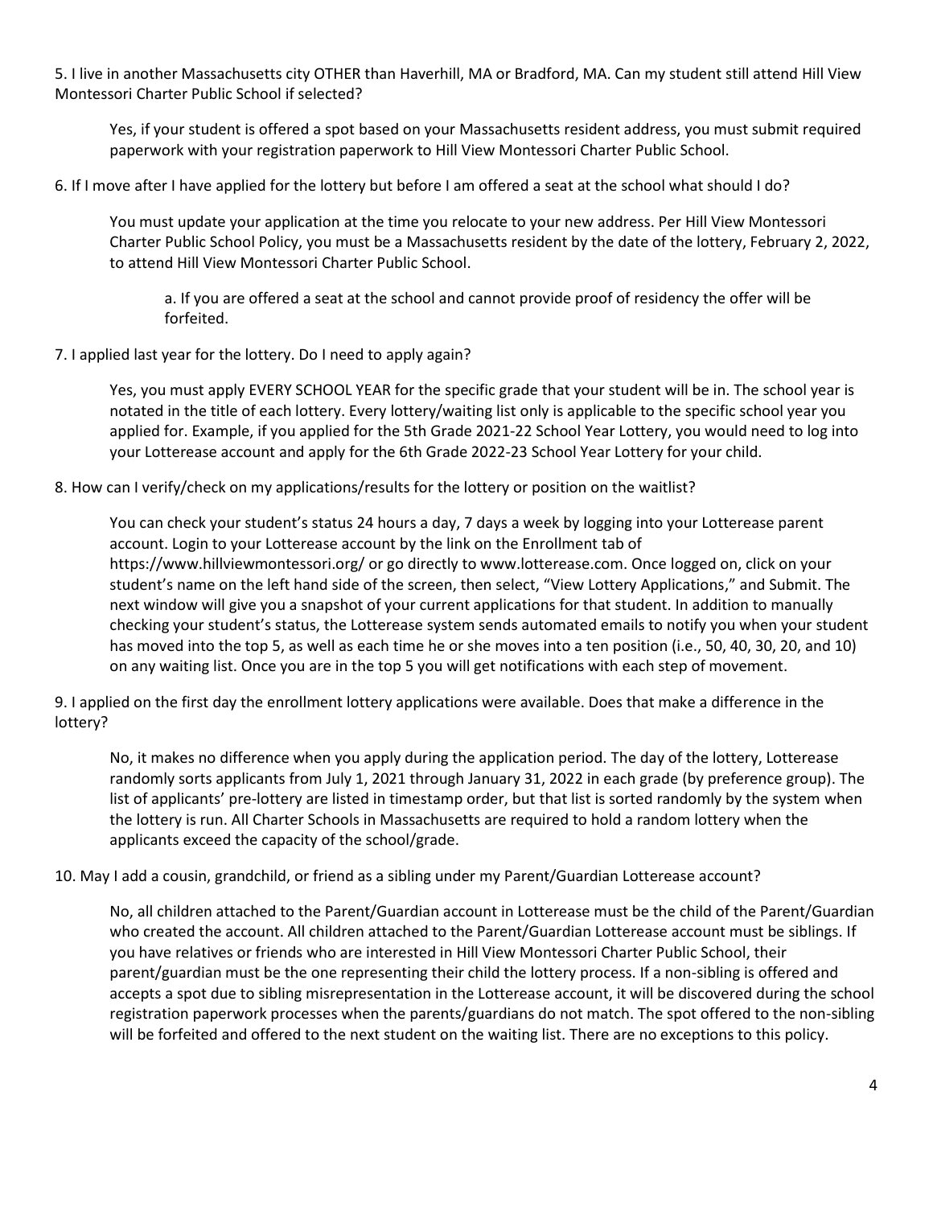5. I live in another Massachusetts city OTHER than Haverhill, MA or Bradford, MA. Can my student still attend Hill View Montessori Charter Public School if selected?

   Yes, if your student is offered a spot based on your Massachusetts resident address, you must submit required paperwork with your registration paperwork to Hill View Montessori Charter Public School.

6. If I move after I have applied for the lottery but before I am offered a seat at the school what should I do?

   You must update your application at the time you relocate to your new address. Per Hill View Montessori Charter Public School Policy, you must be a Massachusetts resident by the date of the lottery, February 2, 2022, to attend Hill View Montessori Charter Public School.

   a. If you are offered a seat at the school and cannot provide proof of residency the offer will be forfeited.

7. I applied last year for the lottery. Do I need to apply again?

   Yes, you must apply EVERY SCHOOL YEAR for the specific grade that your student will be in. The school year is notated in the title of each lottery. Every lottery/waiting list only is applicable to the specific school year you applied for. Example, if you applied for the 5th Grade 2021-22 School Year Lottery, you would need to log into your Lotterease account and apply for the 6th Grade 2022-23 School Year Lottery for your child.

8. How can I verify/check on my applications/results for the lottery or position on the waitlist?

   You can check your student's status 24 hours a day, 7 days a week by logging into your Lotterease parent account. Login to your Lotterease account by the link on the Enrollment tab of https://www.hillviewmontessori.org/ or go directly to www.lotterease.com. Once logged on, click on your student's name on the left hand side of the screen, then select, "View Lottery Applications," and Submit. The next window will give you a snapshot of your current applications for that student. In addition to manually checking your student's status, the Lotterease system sends automated emails to notify you when your student has moved into the top 5, as well as each time he or she moves into a ten position (i.e., 50, 40, 30, 20, and 10) on any waiting list. Once you are in the top 5 you will get notifications with each step of movement.

9. I applied on the first day the enrollment lottery applications were available. Does that make a difference in the lottery?

   No, it makes no difference when you apply during the application period. The day of the lottery, Lotterease randomly sorts applicants from July 1, 2021 through January 31, 2022 in each grade (by preference group). The list of applicants' pre-lottery are listed in timestamp order, but that list is sorted randomly by the system when the lottery is run. All Charter Schools in Massachusetts are required to hold a random lottery when the applicants exceed the capacity of the school/grade.

10. May I add a cousin, grandchild, or friend as a sibling under my Parent/Guardian Lotterease account?

   No, all children attached to the Parent/Guardian account in Lotterease must be the child of the Parent/Guardian who created the account. All children attached to the Parent/Guardian Lotterease account must be siblings. If you have relatives or friends who are interested in Hill View Montessori Charter Public School, their parent/guardian must be the one representing their child the lottery process. If a non-sibling is offered and accepts a spot due to sibling misrepresentation in the Lotterease account, it will be discovered during the school registration paperwork processes when the parents/guardians do not match. The spot offered to the non-sibling will be forfeited and offered to the next student on the waiting list. There are no exceptions to this policy.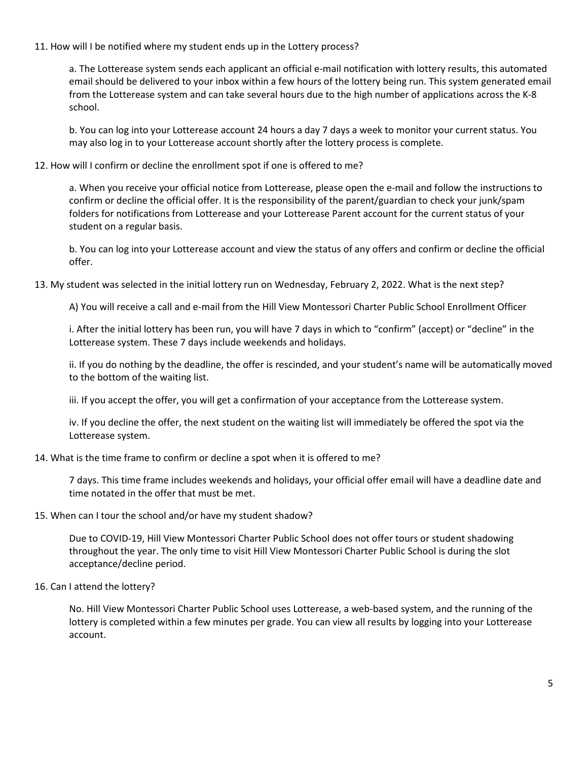11. How will I be notified where my student ends up in the Lottery process?

a. The Lotterease system sends each applicant an official e-mail notification with lottery results, this automated email should be delivered to your inbox within a few hours of the lottery being run. This system generated email from the Lotterease system and can take several hours due to the high number of applications across the K-8 school.

b. You can log into your Lotterease account 24 hours a day 7 days a week to monitor your current status. You may also log in to your Lotterease account shortly after the lottery process is complete.

12. How will I confirm or decline the enrollment spot if one is offered to me?

a. When you receive your official notice from Lotterease, please open the e-mail and follow the instructions to confirm or decline the official offer. It is the responsibility of the parent/guardian to check your junk/spam folders for notifications from Lotterease and your Lotterease Parent account for the current status of your student on a regular basis.

b. You can log into your Lotterease account and view the status of any offers and confirm or decline the official offer.

13. My student was selected in the initial lottery run on Wednesday, February 2, 2022. What is the next step?

A) You will receive a call and e-mail from the Hill View Montessori Charter Public School Enrollment Officer

i. After the initial lottery has been run, you will have 7 days in which to "confirm" (accept) or "decline" in the Lotterease system. These 7 days include weekends and holidays.

ii. If you do nothing by the deadline, the offer is rescinded, and your student's name will be automatically moved to the bottom of the waiting list.

iii. If you accept the offer, you will get a confirmation of your acceptance from the Lotterease system.

iv. If you decline the offer, the next student on the waiting list will immediately be offered the spot via the Lotterease system.

14. What is the time frame to confirm or decline a spot when it is offered to me?

7 days. This time frame includes weekends and holidays, your official offer email will have a deadline date and time notated in the offer that must be met.

15. When can I tour the school and/or have my student shadow?

Due to COVID-19, Hill View Montessori Charter Public School does not offer tours or student shadowing throughout the year. The only time to visit Hill View Montessori Charter Public School is during the slot acceptance/decline period.

16. Can I attend the lottery?

No. Hill View Montessori Charter Public School uses Lotterease, a web-based system, and the running of the lottery is completed within a few minutes per grade. You can view all results by logging into your Lotterease account.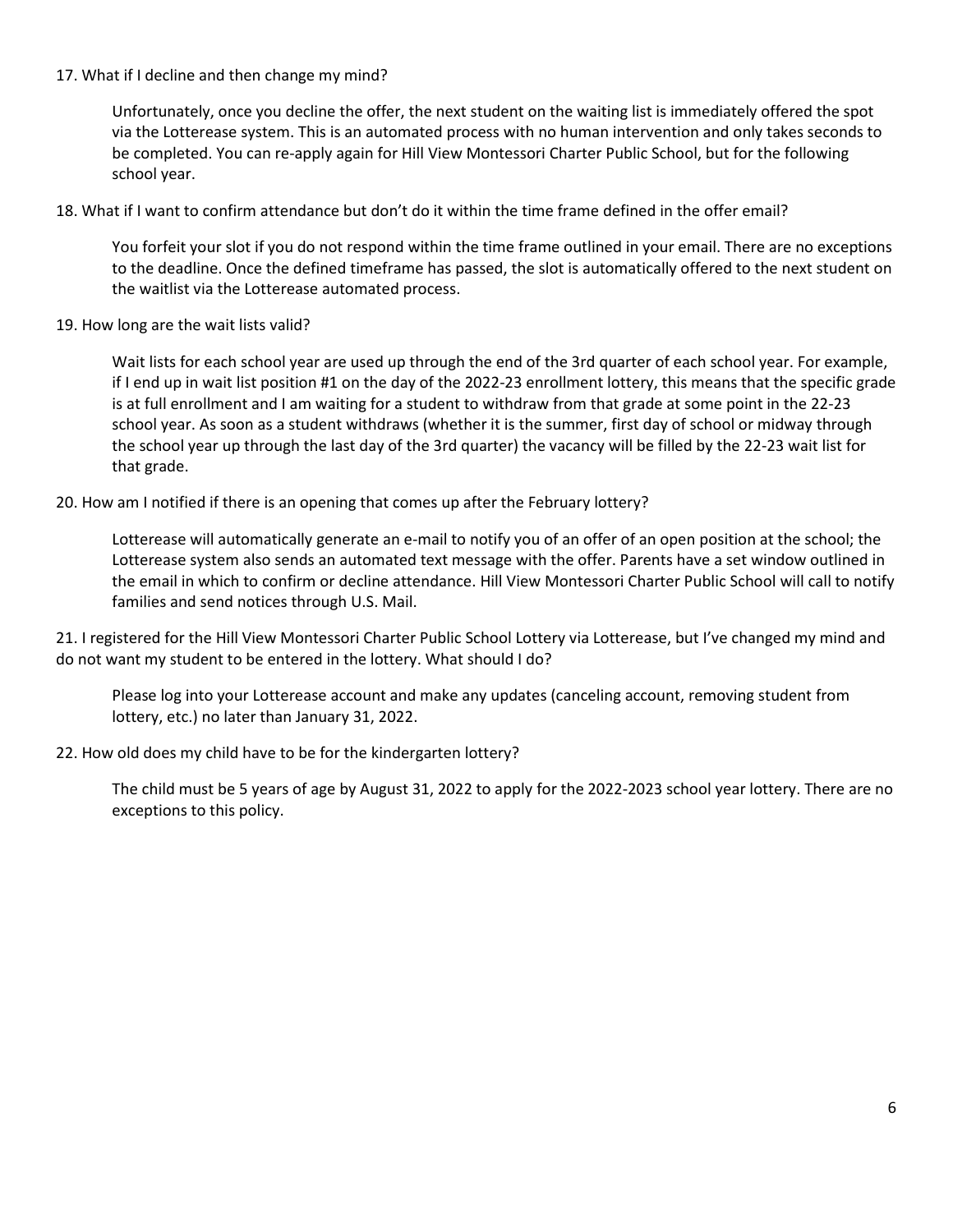17. What if I decline and then change my mind?

    Unfortunately, once you decline the offer, the next student on the waiting list is immediately offered the spot via the Lotterease system. This is an automated process with no human intervention and only takes seconds to be completed. You can re-apply again for Hill View Montessori Charter Public School, but for the following school year.

18. What if I want to confirm attendance but don't do it within the time frame defined in the offer email?

    You forfeit your slot if you do not respond within the time frame outlined in your email. There are no exceptions to the deadline. Once the defined timeframe has passed, the slot is automatically offered to the next student on the waitlist via the Lotterease automated process.

19. How long are the wait lists valid?

    Wait lists for each school year are used up through the end of the 3rd quarter of each school year. For example, if I end up in wait list position #1 on the day of the 2022-23 enrollment lottery, this means that the specific grade is at full enrollment and I am waiting for a student to withdraw from that grade at some point in the 22-23 school year. As soon as a student withdraws (whether it is the summer, first day of school or midway through the school year up through the last day of the 3rd quarter) the vacancy will be filled by the 22-23 wait list for that grade.

20. How am I notified if there is an opening that comes up after the February lottery?

    Lotterease will automatically generate an e-mail to notify you of an offer of an open position at the school; the Lotterease system also sends an automated text message with the offer. Parents have a set window outlined in the email in which to confirm or decline attendance. Hill View Montessori Charter Public School will call to notify families and send notices through U.S. Mail.

21. I registered for the Hill View Montessori Charter Public School Lottery via Lotterease, but I've changed my mind and do not want my student to be entered in the lottery. What should I do?

    Please log into your Lotterease account and make any updates (canceling account, removing student from lottery, etc.) no later than January 31, 2022.

22. How old does my child have to be for the kindergarten lottery?

    The child must be 5 years of age by August 31, 2022 to apply for the 2022-2023 school year lottery. There are no exceptions to this policy.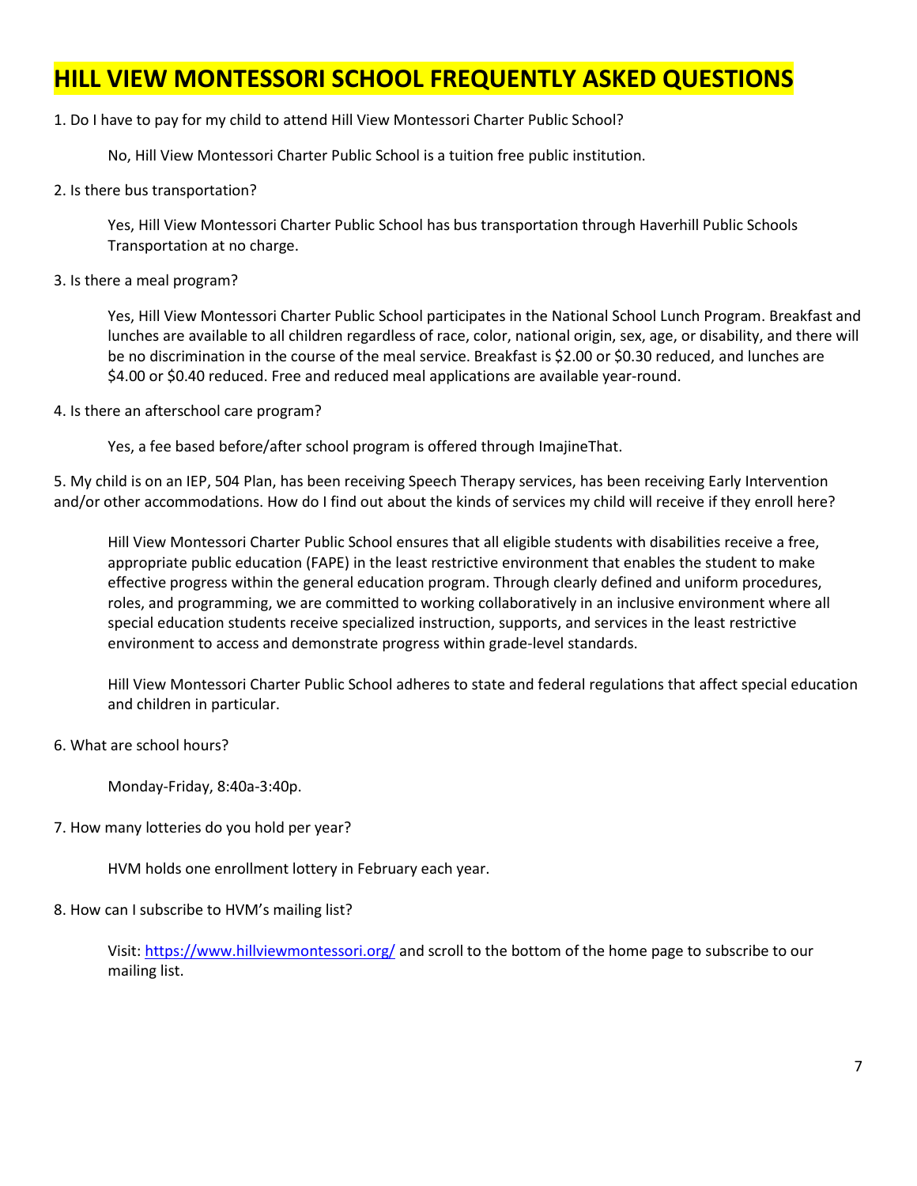# HILL VIEW MONTESSORI SCHOOL FREQUENTLY ASKED QUESTIONS

1. Do I have to pay for my child to attend Hill View Montessori Charter Public School?

   No, Hill View Montessori Charter Public School is a tuition free public institution.

2. Is there bus transportation?

   Yes, Hill View Montessori Charter Public School has bus transportation through Haverhill Public Schools Transportation at no charge.

3. Is there a meal program?

   Yes, Hill View Montessori Charter Public School participates in the National School Lunch Program. Breakfast and lunches are available to all children regardless of race, color, national origin, sex, age, or disability, and there will be no discrimination in the course of the meal service. Breakfast is $2.00 or $0.30 reduced, and lunches are $4.00 or $0.40 reduced. Free and reduced meal applications are available year-round.

4. Is there an afterschool care program?

   Yes, a fee based before/after school program is offered through ImajineThat.

5. My child is on an IEP, 504 Plan, has been receiving Speech Therapy services, has been receiving Early Intervention and/or other accommodations. How do I find out about the kinds of services my child will receive if they enroll here?

   Hill View Montessori Charter Public School ensures that all eligible students with disabilities receive a free, appropriate public education (FAPE) in the least restrictive environment that enables the student to make effective progress within the general education program. Through clearly defined and uniform procedures, roles, and programming, we are committed to working collaboratively in an inclusive environment where all special education students receive specialized instruction, supports, and services in the least restrictive environment to access and demonstrate progress within grade-level standards.

   Hill View Montessori Charter Public School adheres to state and federal regulations that affect special education and children in particular.

6. What are school hours?

   Monday-Friday, 8:40a-3:40p.

7. How many lotteries do you hold per year?

   HVM holds one enrollment lottery in February each year.

8. How can I subscribe to HVM's mailing list?

   Visit: [https://www.hillviewmontessori.org/](https://www.hillviewmontessori.org/) and scroll to the bottom of the home page to subscribe to our mailing list.